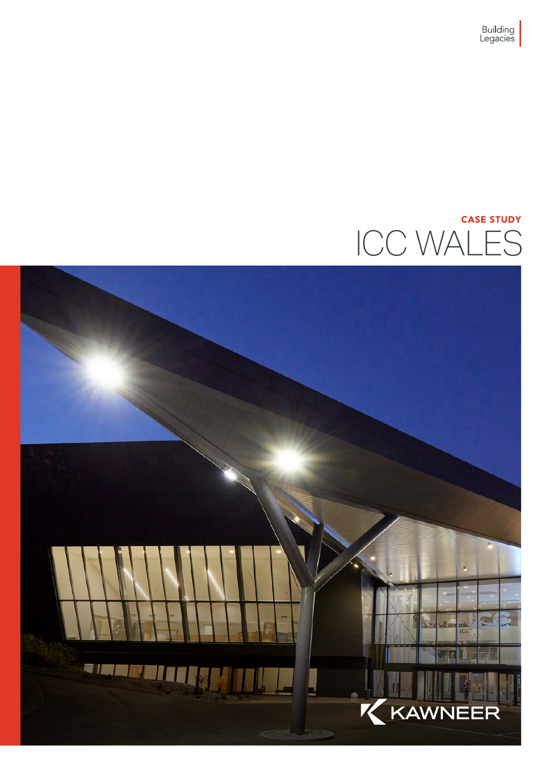Building Legacies

**CASE STUDY**

# ICC WALES

KAWNEER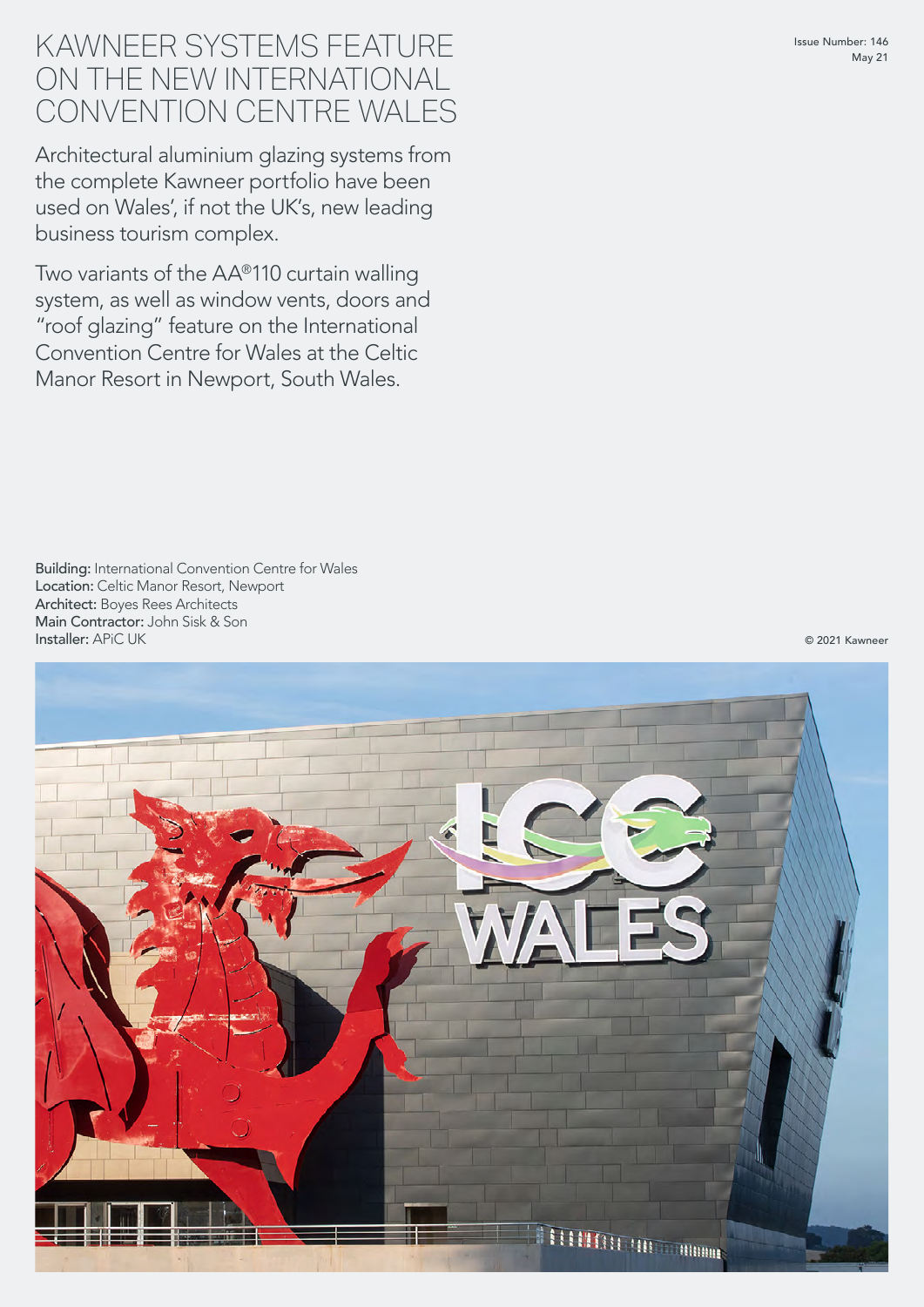# KAWNEER SYSTEMS FEATURE ON THE NEW INTERNATIONAL CONVENTION CENTRE WALES

Issue Number: 146
May 21

Architectural aluminium glazing systems from the complete Kawneer portfolio have been used on Wales', if not the UK's, new leading business tourism complex.

Two variants of the AA®110 curtain walling system, as well as window vents, doors and "roof glazing" feature on the International Convention Centre for Wales at the Celtic Manor Resort in Newport, South Wales.

**Building:** International Convention Centre for Wales
**Location:** Celtic Manor Resort, Newport
**Architect:** Boyes Rees Architects
**Main Contractor:** John Sisk & Son
**Installer:** APiC UK

© 2021 Kawneer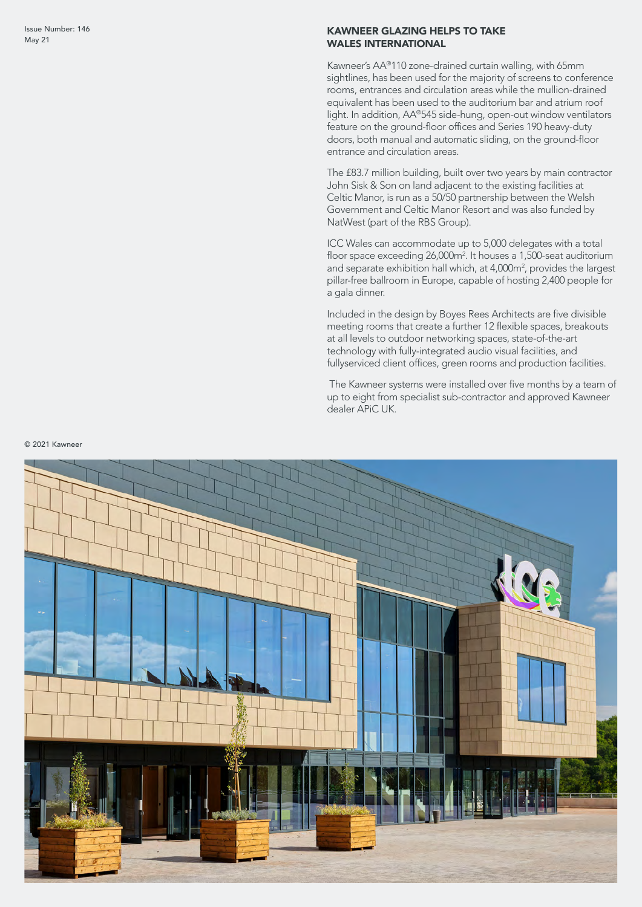## KAWNEER GLAZING HELPS TO TAKE WALES INTERNATIONAL

Kawneer's AA®110 zone-drained curtain walling, with 65mm sightlines, has been used for the majority of screens to conference rooms, entrances and circulation areas while the mullion-drained equivalent has been used to the auditorium bar and atrium roof light. In addition, AA®545 side-hung, open-out window ventilators feature on the ground-floor offices and Series 190 heavy-duty doors, both manual and automatic sliding, on the ground-floor entrance and circulation areas.

The £83.7 million building, built over two years by main contractor John Sisk & Son on land adjacent to the existing facilities at Celtic Manor, is run as a 50/50 partnership between the Welsh Government and Celtic Manor Resort and was also funded by NatWest (part of the RBS Group).

ICC Wales can accommodate up to 5,000 delegates with a total floor space exceeding 26,000m². It houses a 1,500-seat auditorium and separate exhibition hall which, at 4,000m², provides the largest pillar-free ballroom in Europe, capable of hosting 2,400 people for a gala dinner.

Included in the design by Boyes Rees Architects are five divisible meeting rooms that create a further 12 flexible spaces, breakouts at all levels to outdoor networking spaces, state-of-the-art technology with fully-integrated audio visual facilities, and fullyserviced client offices, green rooms and production facilities.

The Kawneer systems were installed over five months by a team of up to eight from specialist sub-contractor and approved Kawneer dealer APiC UK.

© 2021 Kawneer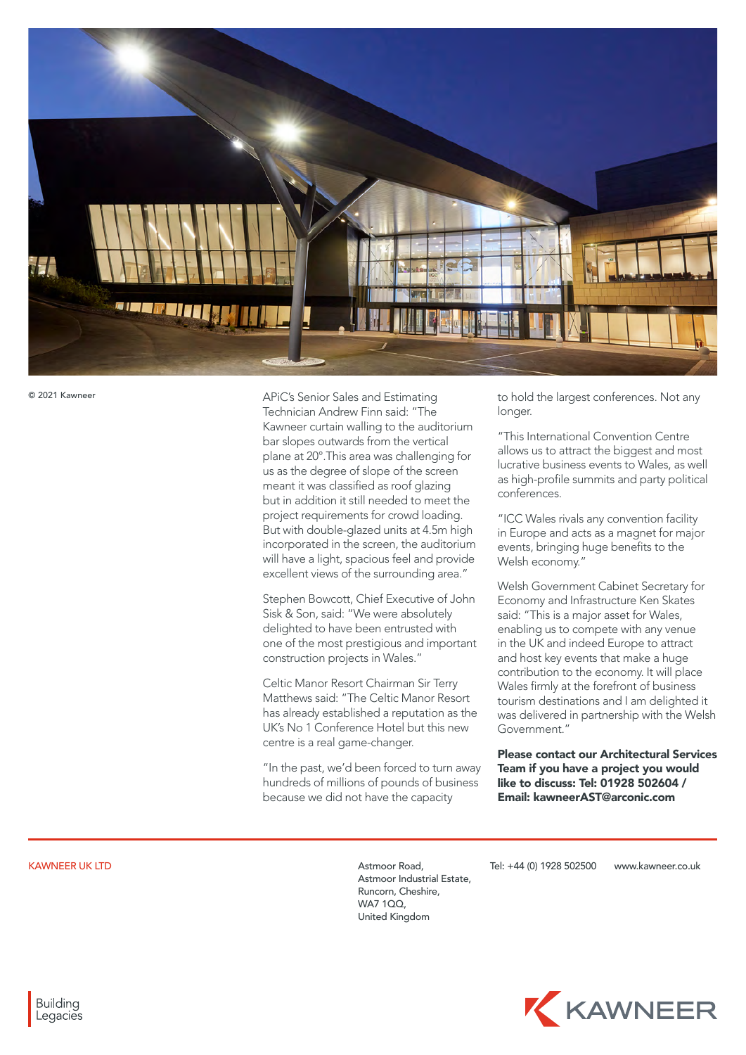© 2021 Kawneer

APiC's Senior Sales and Estimating Technician Andrew Finn said: "The Kawneer curtain walling to the auditorium bar slopes outwards from the vertical plane at 20°.This area was challenging for us as the degree of slope of the screen meant it was classified as roof glazing but in addition it still needed to meet the project requirements for crowd loading. But with double-glazed units at 4.5m high incorporated in the screen, the auditorium will have a light, spacious feel and provide excellent views of the surrounding area."

Stephen Bowcott, Chief Executive of John Sisk & Son, said: "We were absolutely delighted to have been entrusted with one of the most prestigious and important construction projects in Wales."

Celtic Manor Resort Chairman Sir Terry Matthews said: "The Celtic Manor Resort has already established a reputation as the UK's No 1 Conference Hotel but this new centre is a real game-changer.

"In the past, we'd been forced to turn away hundreds of millions of pounds of business because we did not have the capacity to hold the largest conferences. Not any longer.

"This International Convention Centre allows us to attract the biggest and most lucrative business events to Wales, as well as high-profile summits and party political conferences.

"ICC Wales rivals any convention facility in Europe and acts as a magnet for major events, bringing huge benefits to the Welsh economy."

Welsh Government Cabinet Secretary for Economy and Infrastructure Ken Skates said: "This is a major asset for Wales, enabling us to compete with any venue in the UK and indeed Europe to attract and host key events that make a huge contribution to the economy. It will place Wales firmly at the forefront of business tourism destinations and I am delighted it was delivered in partnership with the Welsh Government."

**Please contact our Architectural Services Team if you have a project you would like to discuss: Tel: 01928 502604 / Email: kawneerAST@arconic.com**

KAWNEER UK LTD

Astmoor Road,
Astmoor Industrial Estate,
Runcorn, Cheshire,
WA7 1QQ,
United Kingdom

Tel: +44 (0) 1928 502500

www.kawneer.co.uk

Building Legacies

KAWNEER